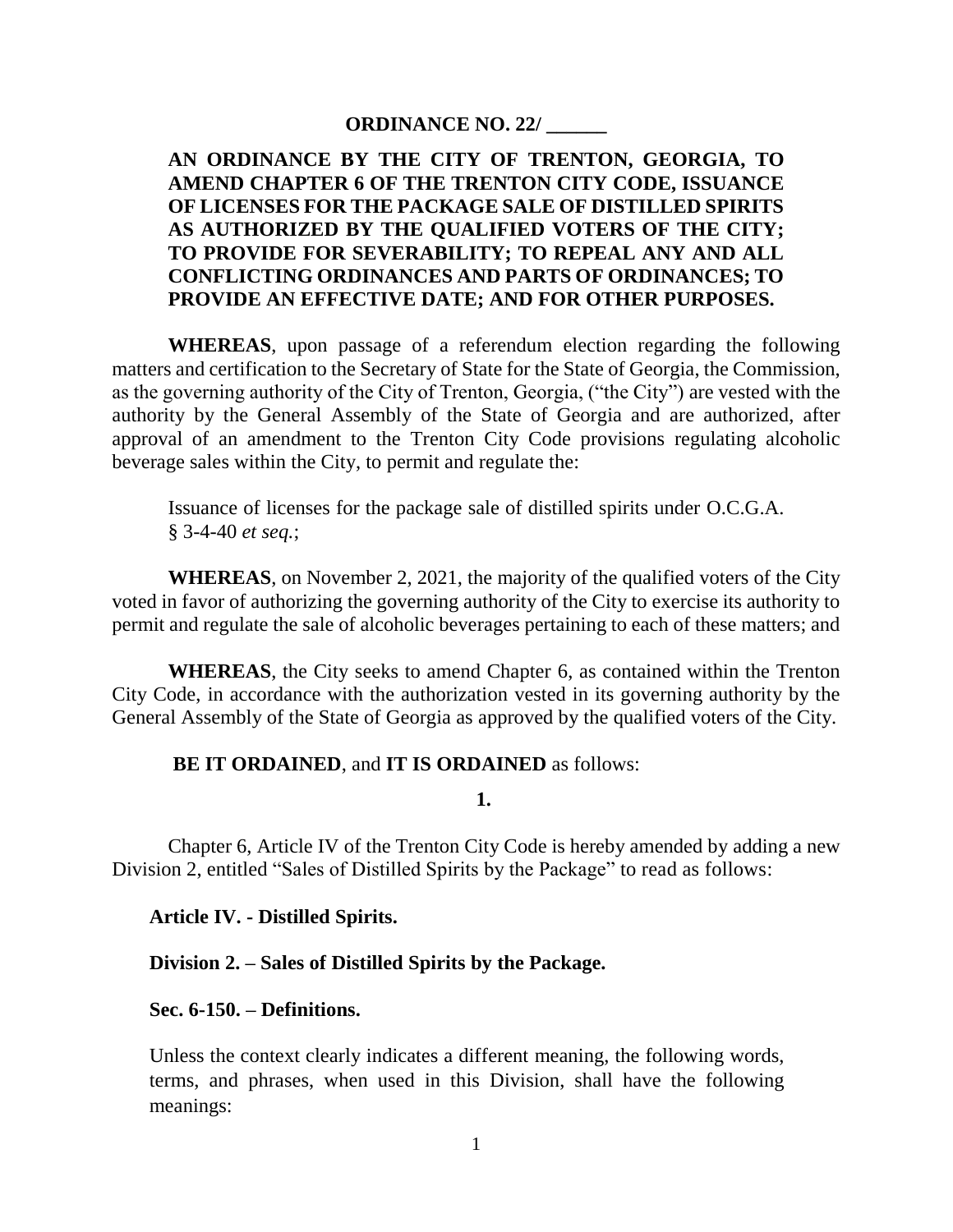**ORDINANCE NO. 22/ ______**

**AN ORDINANCE BY THE CITY OF TRENTON, GEORGIA, TO AMEND CHAPTER 6 OF THE TRENTON CITY CODE, ISSUANCE OF LICENSES FOR THE PACKAGE SALE OF DISTILLED SPIRITS AS AUTHORIZED BY THE QUALIFIED VOTERS OF THE CITY; TO PROVIDE FOR SEVERABILITY; TO REPEAL ANY AND ALL CONFLICTING ORDINANCES AND PARTS OF ORDINANCES; TO PROVIDE AN EFFECTIVE DATE; AND FOR OTHER PURPOSES.**

**WHEREAS**, upon passage of a referendum election regarding the following matters and certification to the Secretary of State for the State of Georgia, the Commission, as the governing authority of the City of Trenton, Georgia, ("the City") are vested with the authority by the General Assembly of the State of Georgia and are authorized, after approval of an amendment to the Trenton City Code provisions regulating alcoholic beverage sales within the City, to permit and regulate the:

Issuance of licenses for the package sale of distilled spirits under O.C.G.A. § 3-4-40 *et seq.*;

**WHEREAS**, on November 2, 2021, the majority of the qualified voters of the City voted in favor of authorizing the governing authority of the City to exercise its authority to permit and regulate the sale of alcoholic beverages pertaining to each of these matters; and

**WHEREAS**, the City seeks to amend Chapter 6, as contained within the Trenton City Code, in accordance with the authorization vested in its governing authority by the General Assembly of the State of Georgia as approved by the qualified voters of the City.

**BE IT ORDAINED**, and **IT IS ORDAINED** as follows:

**1.**

Chapter 6, Article IV of the Trenton City Code is hereby amended by adding a new Division 2, entitled "Sales of Distilled Spirits by the Package" to read as follows:

**Article IV. - Distilled Spirits.**

**Division 2. – Sales of Distilled Spirits by the Package.**

**Sec. 6-150. – Definitions.**

Unless the context clearly indicates a different meaning, the following words, terms, and phrases, when used in this Division, shall have the following meanings: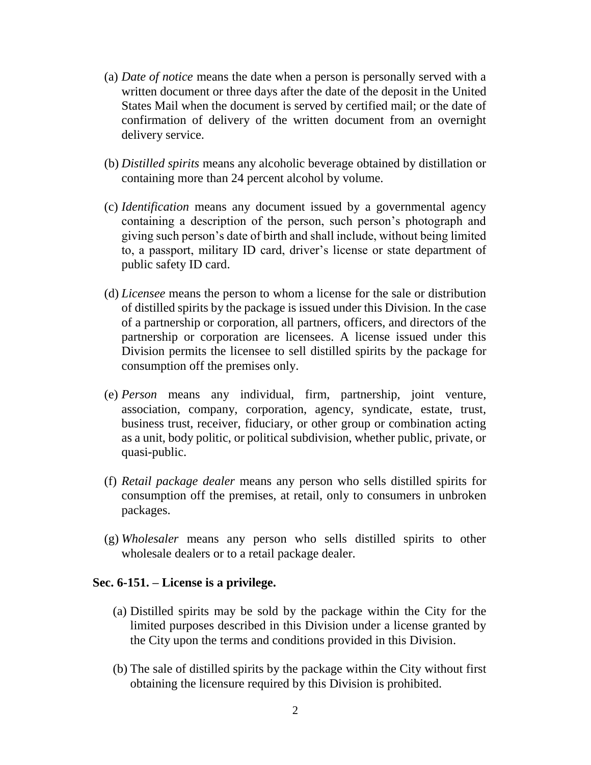(a) *Date of notice* means the date when a person is personally served with a written document or three days after the date of the deposit in the United States Mail when the document is served by certified mail; or the date of confirmation of delivery of the written document from an overnight delivery service.

(b) *Distilled spirits* means any alcoholic beverage obtained by distillation or containing more than 24 percent alcohol by volume.

(c) *Identification* means any document issued by a governmental agency containing a description of the person, such person's photograph and giving such person's date of birth and shall include, without being limited to, a passport, military ID card, driver's license or state department of public safety ID card.

(d) *Licensee* means the person to whom a license for the sale or distribution of distilled spirits by the package is issued under this Division. In the case of a partnership or corporation, all partners, officers, and directors of the partnership or corporation are licensees. A license issued under this Division permits the licensee to sell distilled spirits by the package for consumption off the premises only.

(e) *Person* means any individual, firm, partnership, joint venture, association, company, corporation, agency, syndicate, estate, trust, business trust, receiver, fiduciary, or other group or combination acting as a unit, body politic, or political subdivision, whether public, private, or quasi-public.

(f) *Retail package dealer* means any person who sells distilled spirits for consumption off the premises, at retail, only to consumers in unbroken packages.

(g) *Wholesaler* means any person who sells distilled spirits to other wholesale dealers or to a retail package dealer.

**Sec. 6-151. – License is a privilege.**

(a) Distilled spirits may be sold by the package within the City for the limited purposes described in this Division under a license granted by the City upon the terms and conditions provided in this Division.

(b) The sale of distilled spirits by the package within the City without first obtaining the licensure required by this Division is prohibited.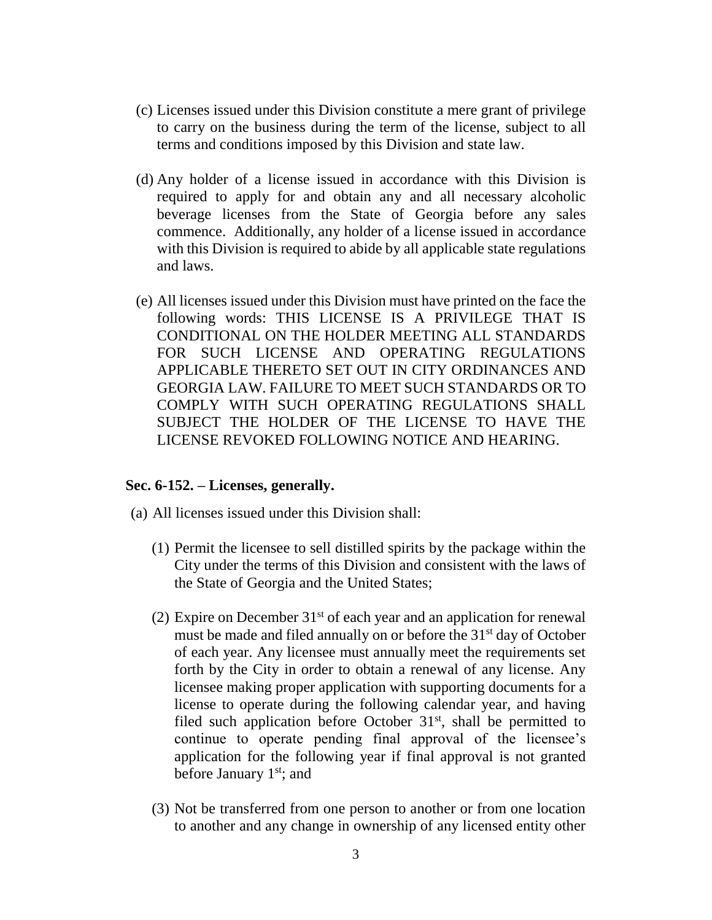(c) Licenses issued under this Division constitute a mere grant of privilege to carry on the business during the term of the license, subject to all terms and conditions imposed by this Division and state law.

(d) Any holder of a license issued in accordance with this Division is required to apply for and obtain any and all necessary alcoholic beverage licenses from the State of Georgia before any sales commence. Additionally, any holder of a license issued in accordance with this Division is required to abide by all applicable state regulations and laws.

(e) All licenses issued under this Division must have printed on the face the following words: THIS LICENSE IS A PRIVILEGE THAT IS CONDITIONAL ON THE HOLDER MEETING ALL STANDARDS FOR SUCH LICENSE AND OPERATING REGULATIONS APPLICABLE THERETO SET OUT IN CITY ORDINANCES AND GEORGIA LAW. FAILURE TO MEET SUCH STANDARDS OR TO COMPLY WITH SUCH OPERATING REGULATIONS SHALL SUBJECT THE HOLDER OF THE LICENSE TO HAVE THE LICENSE REVOKED FOLLOWING NOTICE AND HEARING.

**Sec. 6-152. – Licenses, generally.**

(a) All licenses issued under this Division shall:

(1) Permit the licensee to sell distilled spirits by the package within the City under the terms of this Division and consistent with the laws of the State of Georgia and the United States;

(2) Expire on December 31st of each year and an application for renewal must be made and filed annually on or before the 31st day of October of each year. Any licensee must annually meet the requirements set forth by the City in order to obtain a renewal of any license. Any licensee making proper application with supporting documents for a license to operate during the following calendar year, and having filed such application before October 31st, shall be permitted to continue to operate pending final approval of the licensee's application for the following year if final approval is not granted before January 1st; and

(3) Not be transferred from one person to another or from one location to another and any change in ownership of any licensed entity other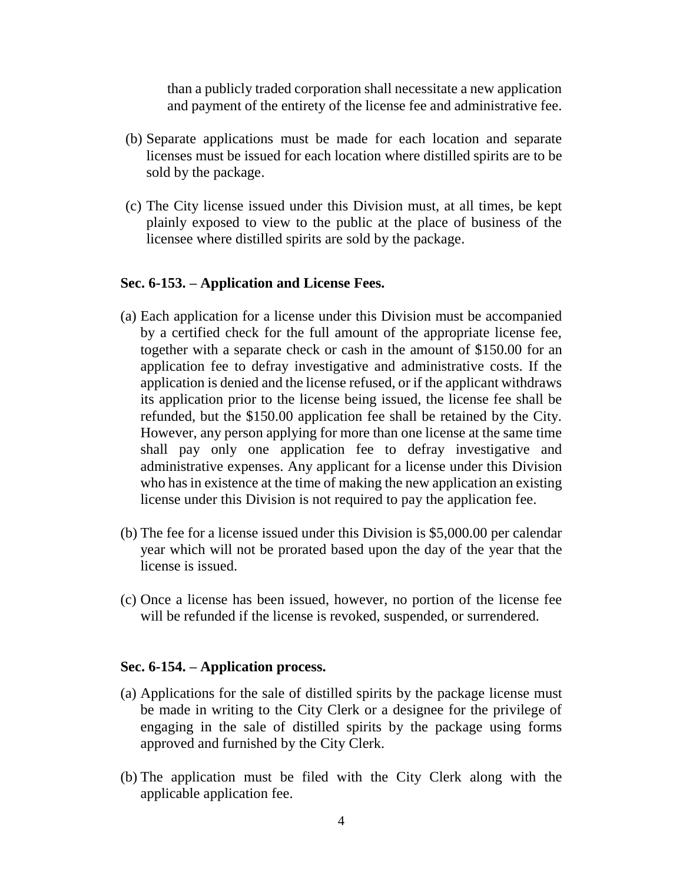than a publicly traded corporation shall necessitate a new application and payment of the entirety of the license fee and administrative fee.

(b) Separate applications must be made for each location and separate licenses must be issued for each location where distilled spirits are to be sold by the package.

(c) The City license issued under this Division must, at all times, be kept plainly exposed to view to the public at the place of business of the licensee where distilled spirits are sold by the package.

**Sec. 6-153. – Application and License Fees.**

(a) Each application for a license under this Division must be accompanied by a certified check for the full amount of the appropriate license fee, together with a separate check or cash in the amount of $150.00 for an application fee to defray investigative and administrative costs. If the application is denied and the license refused, or if the applicant withdraws its application prior to the license being issued, the license fee shall be refunded, but the $150.00 application fee shall be retained by the City. However, any person applying for more than one license at the same time shall pay only one application fee to defray investigative and administrative expenses. Any applicant for a license under this Division who has in existence at the time of making the new application an existing license under this Division is not required to pay the application fee.

(b) The fee for a license issued under this Division is $5,000.00 per calendar year which will not be prorated based upon the day of the year that the license is issued.

(c) Once a license has been issued, however, no portion of the license fee will be refunded if the license is revoked, suspended, or surrendered.

**Sec. 6-154. – Application process.**

(a) Applications for the sale of distilled spirits by the package license must be made in writing to the City Clerk or a designee for the privilege of engaging in the sale of distilled spirits by the package using forms approved and furnished by the City Clerk.

(b) The application must be filed with the City Clerk along with the applicable application fee.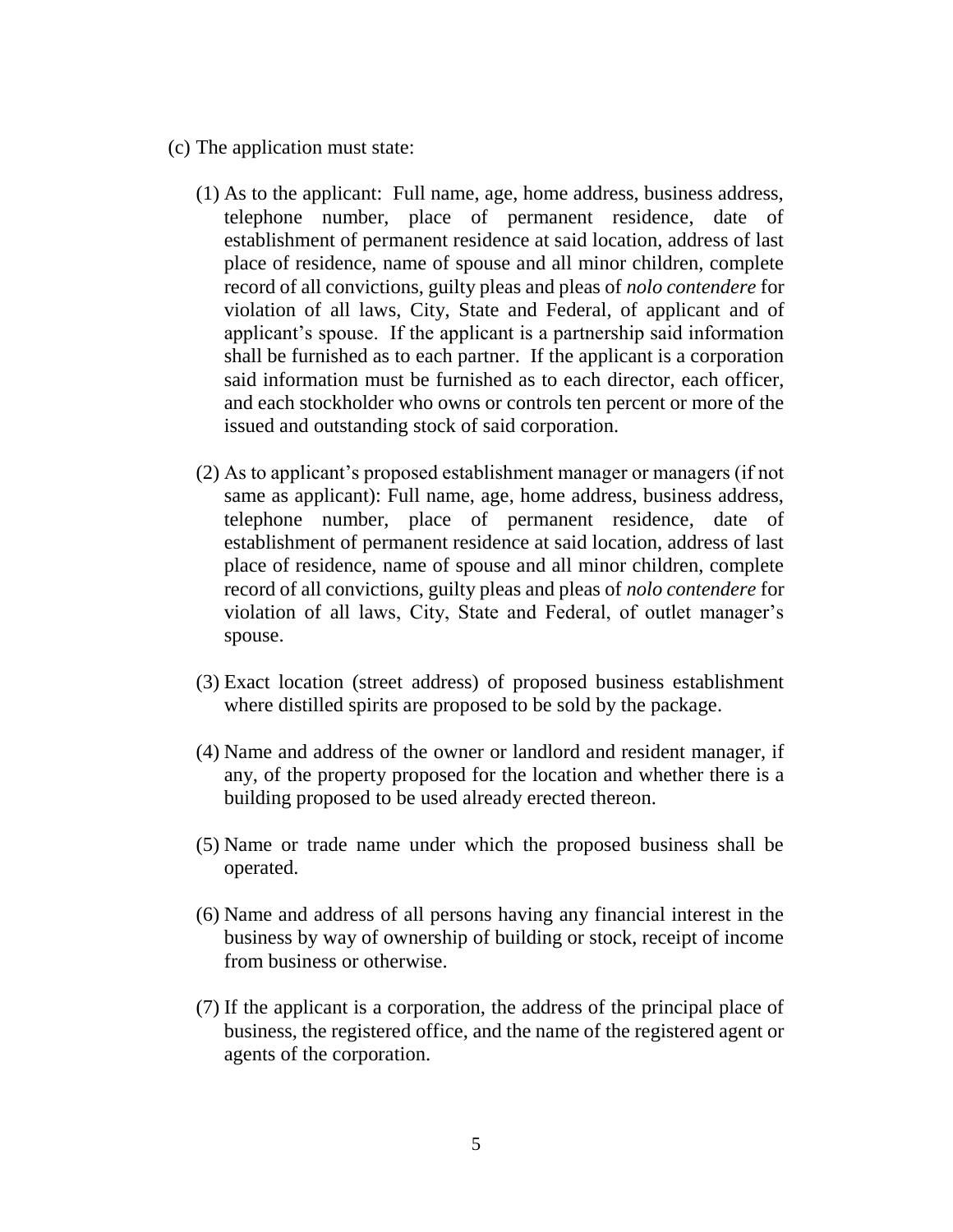(c) The application must state:

(1) As to the applicant: Full name, age, home address, business address, telephone number, place of permanent residence, date of establishment of permanent residence at said location, address of last place of residence, name of spouse and all minor children, complete record of all convictions, guilty pleas and pleas of *nolo contendere* for violation of all laws, City, State and Federal, of applicant and of applicant's spouse. If the applicant is a partnership said information shall be furnished as to each partner. If the applicant is a corporation said information must be furnished as to each director, each officer, and each stockholder who owns or controls ten percent or more of the issued and outstanding stock of said corporation.

(2) As to applicant's proposed establishment manager or managers (if not same as applicant): Full name, age, home address, business address, telephone number, place of permanent residence, date of establishment of permanent residence at said location, address of last place of residence, name of spouse and all minor children, complete record of all convictions, guilty pleas and pleas of *nolo contendere* for violation of all laws, City, State and Federal, of outlet manager's spouse.

(3) Exact location (street address) of proposed business establishment where distilled spirits are proposed to be sold by the package.

(4) Name and address of the owner or landlord and resident manager, if any, of the property proposed for the location and whether there is a building proposed to be used already erected thereon.

(5) Name or trade name under which the proposed business shall be operated.

(6) Name and address of all persons having any financial interest in the business by way of ownership of building or stock, receipt of income from business or otherwise.

(7) If the applicant is a corporation, the address of the principal place of business, the registered office, and the name of the registered agent or agents of the corporation.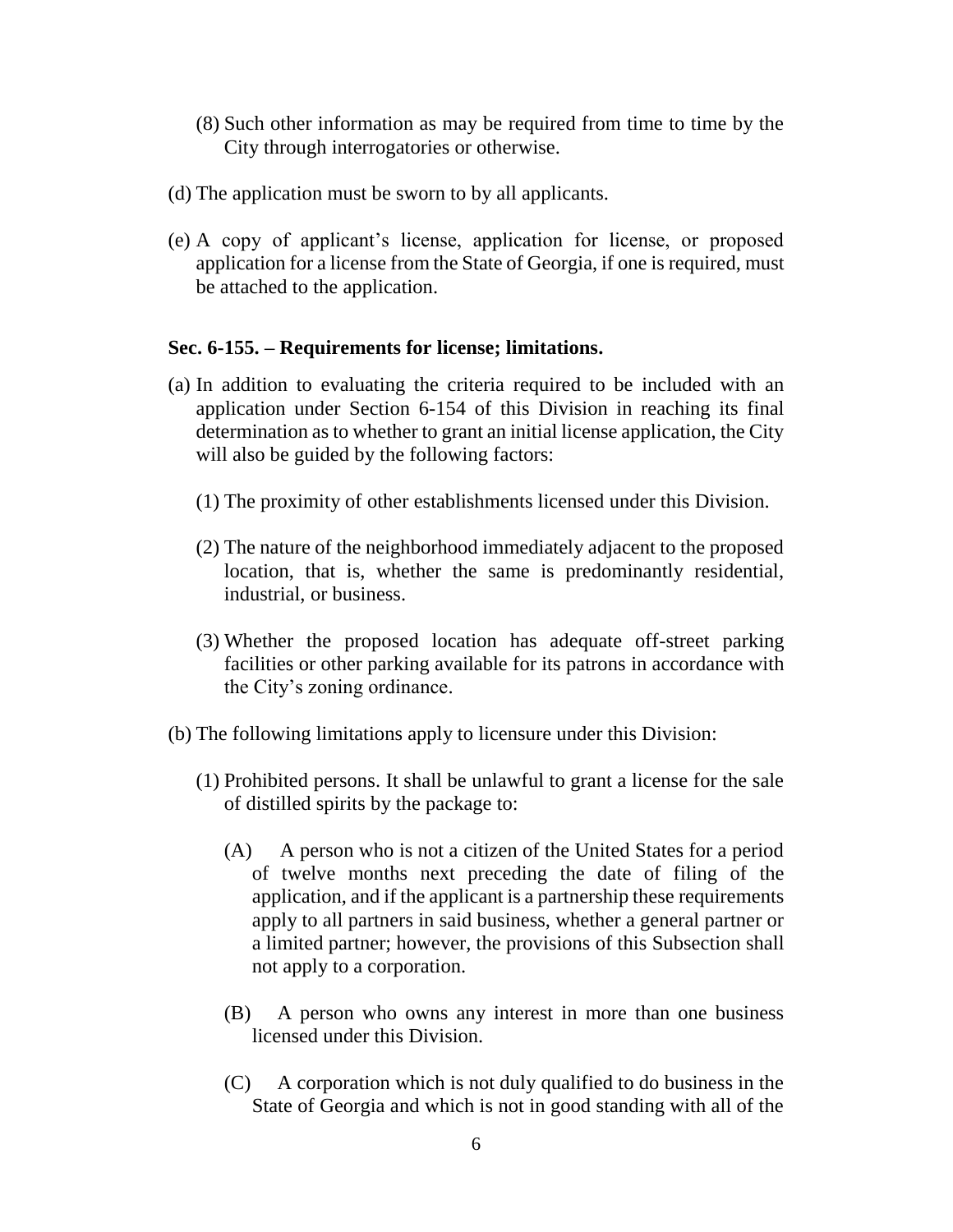(8) Such other information as may be required from time to time by the City through interrogatories or otherwise.

(d) The application must be sworn to by all applicants.

(e) A copy of applicant's license, application for license, or proposed application for a license from the State of Georgia, if one is required, must be attached to the application.

### Sec. 6-155. – Requirements for license; limitations.

(a) In addition to evaluating the criteria required to be included with an application under Section 6-154 of this Division in reaching its final determination as to whether to grant an initial license application, the City will also be guided by the following factors:

(1) The proximity of other establishments licensed under this Division.

(2) The nature of the neighborhood immediately adjacent to the proposed location, that is, whether the same is predominantly residential, industrial, or business.

(3) Whether the proposed location has adequate off-street parking facilities or other parking available for its patrons in accordance with the City's zoning ordinance.

(b) The following limitations apply to licensure under this Division:

(1) Prohibited persons. It shall be unlawful to grant a license for the sale of distilled spirits by the package to:

(A) A person who is not a citizen of the United States for a period of twelve months next preceding the date of filing of the application, and if the applicant is a partnership these requirements apply to all partners in said business, whether a general partner or a limited partner; however, the provisions of this Subsection shall not apply to a corporation.

(B) A person who owns any interest in more than one business licensed under this Division.

(C) A corporation which is not duly qualified to do business in the State of Georgia and which is not in good standing with all of the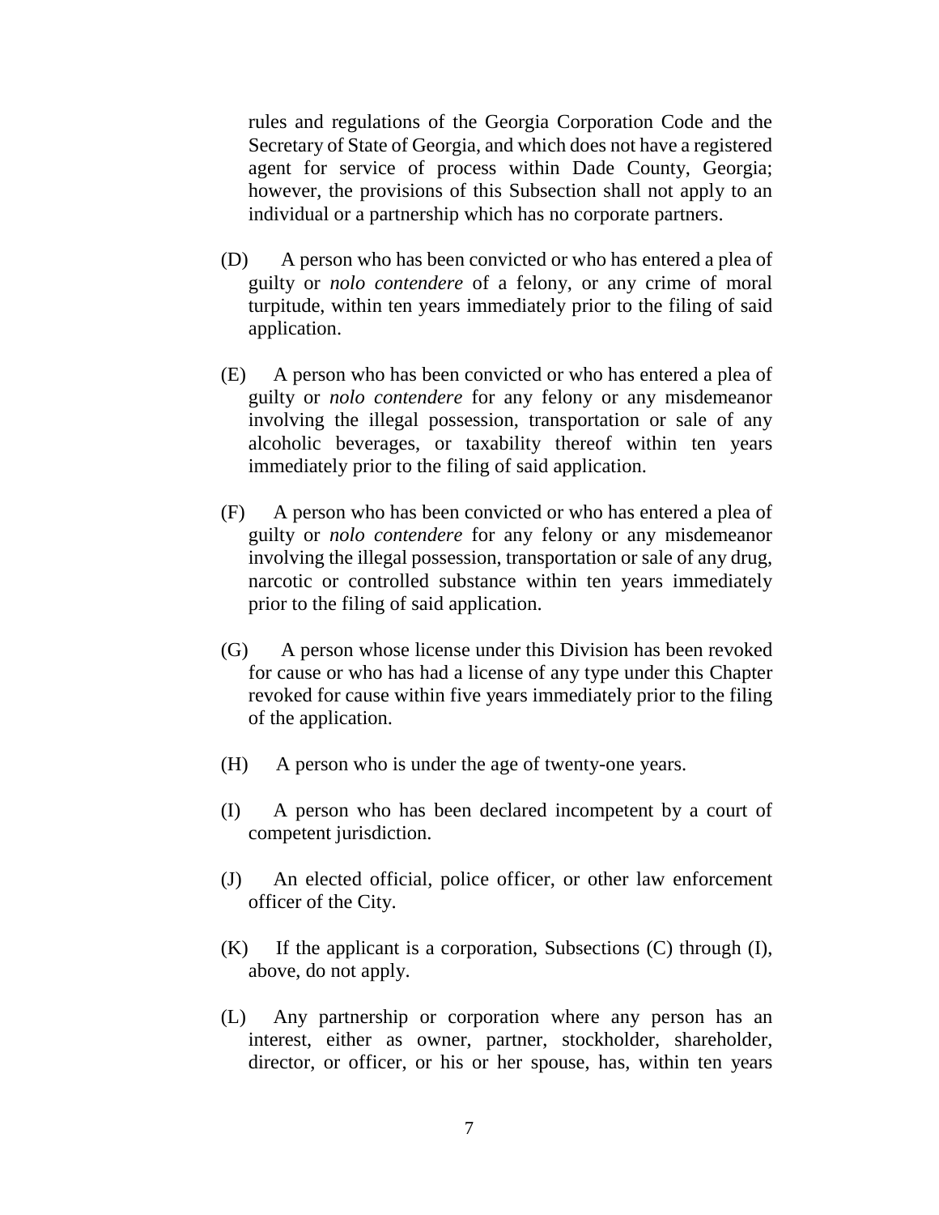rules and regulations of the Georgia Corporation Code and the Secretary of State of Georgia, and which does not have a registered agent for service of process within Dade County, Georgia; however, the provisions of this Subsection shall not apply to an individual or a partnership which has no corporate partners.

(D) A person who has been convicted or who has entered a plea of guilty or *nolo contendere* of a felony, or any crime of moral turpitude, within ten years immediately prior to the filing of said application.

(E) A person who has been convicted or who has entered a plea of guilty or *nolo contendere* for any felony or any misdemeanor involving the illegal possession, transportation or sale of any alcoholic beverages, or taxability thereof within ten years immediately prior to the filing of said application.

(F) A person who has been convicted or who has entered a plea of guilty or *nolo contendere* for any felony or any misdemeanor involving the illegal possession, transportation or sale of any drug, narcotic or controlled substance within ten years immediately prior to the filing of said application.

(G) A person whose license under this Division has been revoked for cause or who has had a license of any type under this Chapter revoked for cause within five years immediately prior to the filing of the application.

(H) A person who is under the age of twenty-one years.

(I) A person who has been declared incompetent by a court of competent jurisdiction.

(J) An elected official, police officer, or other law enforcement officer of the City.

(K) If the applicant is a corporation, Subsections (C) through (I), above, do not apply.

(L) Any partnership or corporation where any person has an interest, either as owner, partner, stockholder, shareholder, director, or officer, or his or her spouse, has, within ten years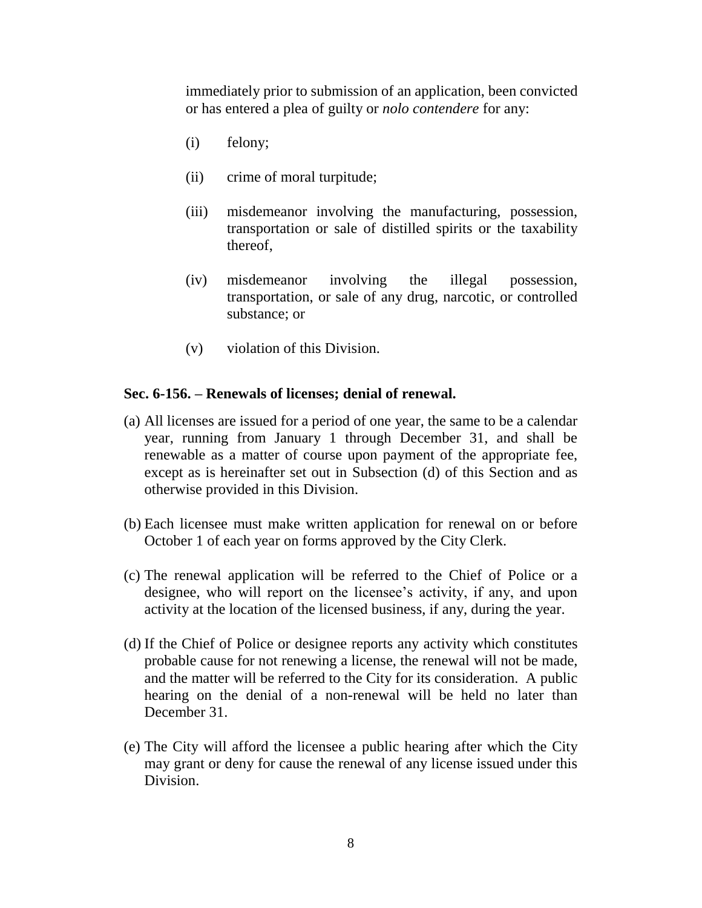immediately prior to submission of an application, been convicted or has entered a plea of guilty or *nolo contendere* for any:

(i) felony;

(ii) crime of moral turpitude;

(iii) misdemeanor involving the manufacturing, possession, transportation or sale of distilled spirits or the taxability thereof,

(iv) misdemeanor involving the illegal possession, transportation, or sale of any drug, narcotic, or controlled substance; or

(v) violation of this Division.

**Sec. 6-156. – Renewals of licenses; denial of renewal.**

(a) All licenses are issued for a period of one year, the same to be a calendar year, running from January 1 through December 31, and shall be renewable as a matter of course upon payment of the appropriate fee, except as is hereinafter set out in Subsection (d) of this Section and as otherwise provided in this Division.

(b) Each licensee must make written application for renewal on or before October 1 of each year on forms approved by the City Clerk.

(c) The renewal application will be referred to the Chief of Police or a designee, who will report on the licensee's activity, if any, and upon activity at the location of the licensed business, if any, during the year.

(d) If the Chief of Police or designee reports any activity which constitutes probable cause for not renewing a license, the renewal will not be made, and the matter will be referred to the City for its consideration. A public hearing on the denial of a non-renewal will be held no later than December 31.

(e) The City will afford the licensee a public hearing after which the City may grant or deny for cause the renewal of any license issued under this Division.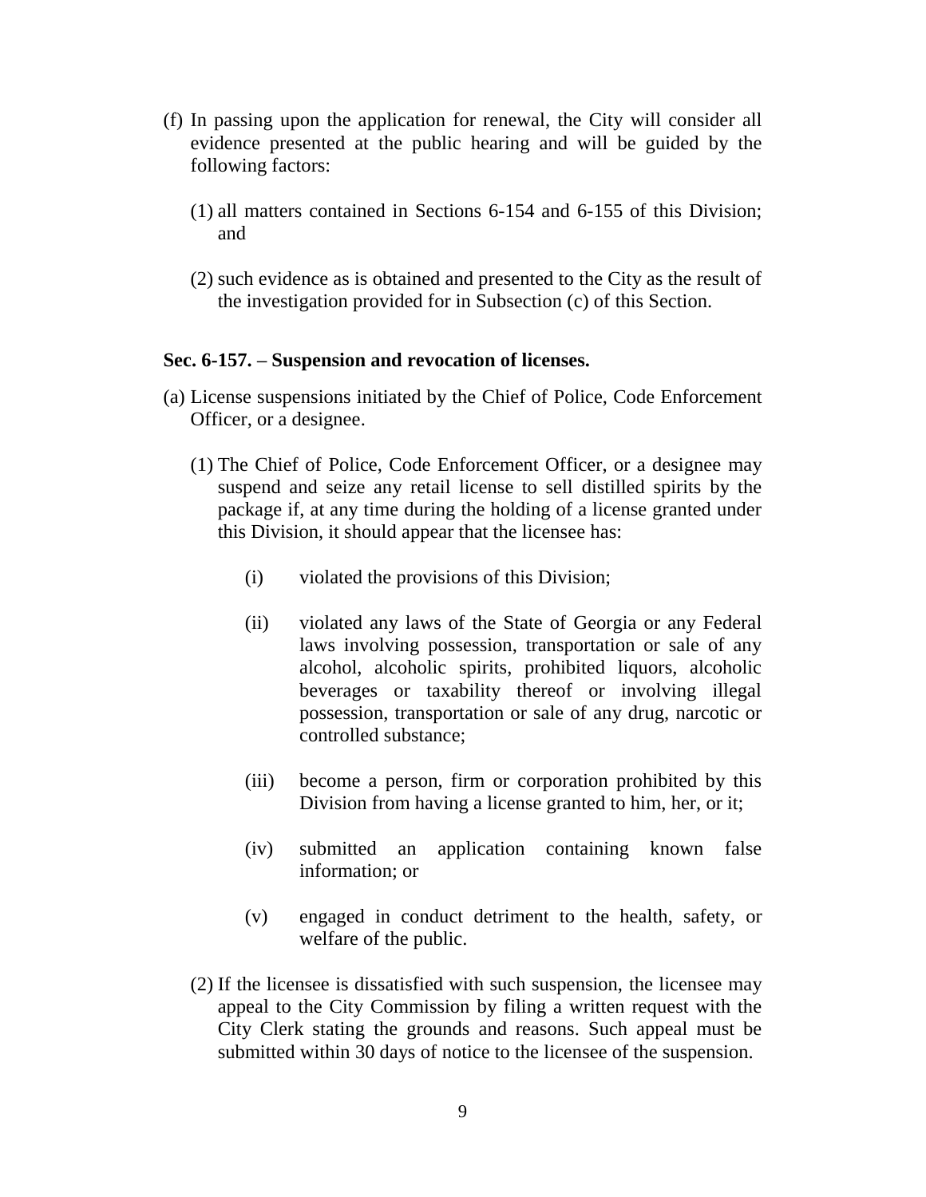(f) In passing upon the application for renewal, the City will consider all evidence presented at the public hearing and will be guided by the following factors:

   (1) all matters contained in Sections 6-154 and 6-155 of this Division; and

   (2) such evidence as is obtained and presented to the City as the result of the investigation provided for in Subsection (c) of this Section.

**Sec. 6-157. – Suspension and revocation of licenses.**

(a) License suspensions initiated by the Chief of Police, Code Enforcement Officer, or a designee.

   (1) The Chief of Police, Code Enforcement Officer, or a designee may suspend and seize any retail license to sell distilled spirits by the package if, at any time during the holding of a license granted under this Division, it should appear that the licensee has:

      (i) violated the provisions of this Division;

      (ii) violated any laws of the State of Georgia or any Federal laws involving possession, transportation or sale of any alcohol, alcoholic spirits, prohibited liquors, alcoholic beverages or taxability thereof or involving illegal possession, transportation or sale of any drug, narcotic or controlled substance;

      (iii) become a person, firm or corporation prohibited by this Division from having a license granted to him, her, or it;

      (iv) submitted an application containing known false information; or

      (v) engaged in conduct detriment to the health, safety, or welfare of the public.

   (2) If the licensee is dissatisfied with such suspension, the licensee may appeal to the City Commission by filing a written request with the City Clerk stating the grounds and reasons. Such appeal must be submitted within 30 days of notice to the licensee of the suspension.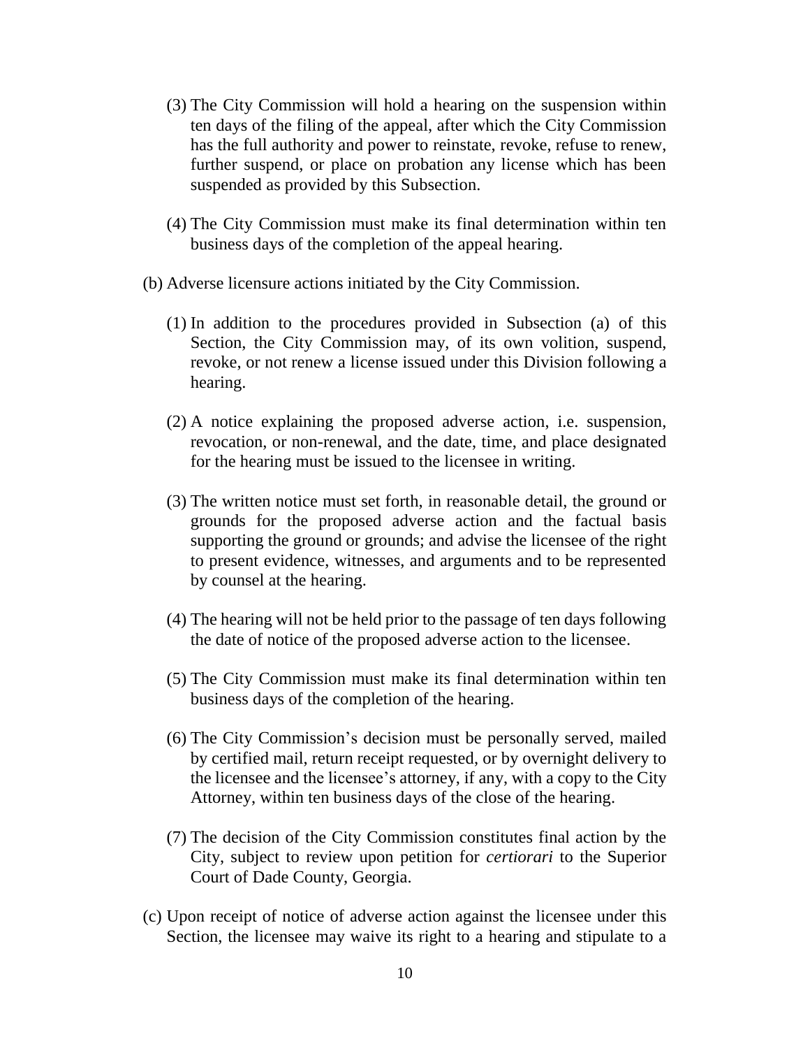(3) The City Commission will hold a hearing on the suspension within ten days of the filing of the appeal, after which the City Commission has the full authority and power to reinstate, revoke, refuse to renew, further suspend, or place on probation any license which has been suspended as provided by this Subsection.

(4) The City Commission must make its final determination within ten business days of the completion of the appeal hearing.

(b) Adverse licensure actions initiated by the City Commission.

(1) In addition to the procedures provided in Subsection (a) of this Section, the City Commission may, of its own volition, suspend, revoke, or not renew a license issued under this Division following a hearing.

(2) A notice explaining the proposed adverse action, i.e. suspension, revocation, or non-renewal, and the date, time, and place designated for the hearing must be issued to the licensee in writing.

(3) The written notice must set forth, in reasonable detail, the ground or grounds for the proposed adverse action and the factual basis supporting the ground or grounds; and advise the licensee of the right to present evidence, witnesses, and arguments and to be represented by counsel at the hearing.

(4) The hearing will not be held prior to the passage of ten days following the date of notice of the proposed adverse action to the licensee.

(5) The City Commission must make its final determination within ten business days of the completion of the hearing.

(6) The City Commission's decision must be personally served, mailed by certified mail, return receipt requested, or by overnight delivery to the licensee and the licensee's attorney, if any, with a copy to the City Attorney, within ten business days of the close of the hearing.

(7) The decision of the City Commission constitutes final action by the City, subject to review upon petition for *certiorari* to the Superior Court of Dade County, Georgia.

(c) Upon receipt of notice of adverse action against the licensee under this Section, the licensee may waive its right to a hearing and stipulate to a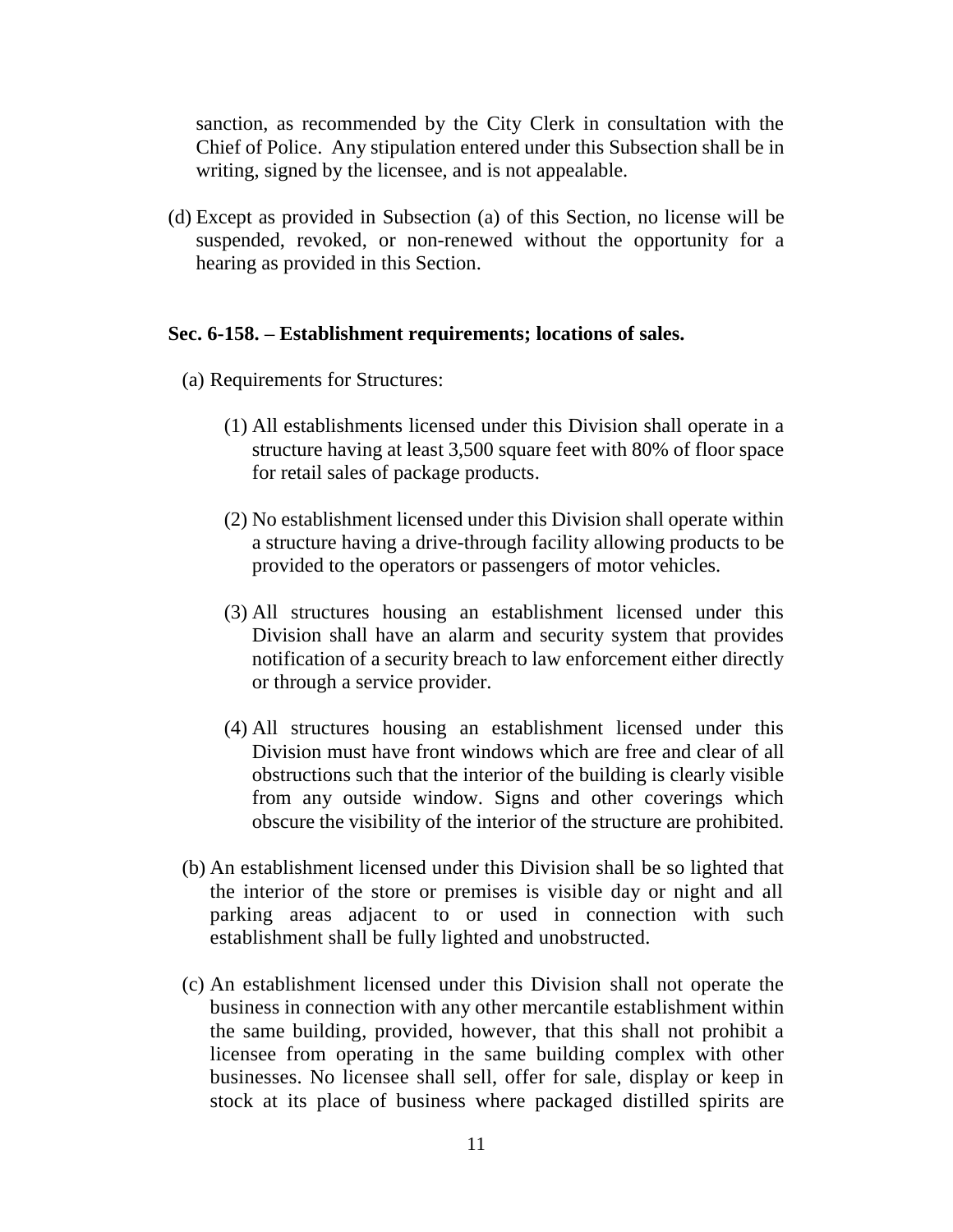sanction, as recommended by the City Clerk in consultation with the Chief of Police. Any stipulation entered under this Subsection shall be in writing, signed by the licensee, and is not appealable.

(d) Except as provided in Subsection (a) of this Section, no license will be suspended, revoked, or non-renewed without the opportunity for a hearing as provided in this Section.

**Sec. 6-158. – Establishment requirements; locations of sales.**

(a) Requirements for Structures:

(1) All establishments licensed under this Division shall operate in a structure having at least 3,500 square feet with 80% of floor space for retail sales of package products.

(2) No establishment licensed under this Division shall operate within a structure having a drive-through facility allowing products to be provided to the operators or passengers of motor vehicles.

(3) All structures housing an establishment licensed under this Division shall have an alarm and security system that provides notification of a security breach to law enforcement either directly or through a service provider.

(4) All structures housing an establishment licensed under this Division must have front windows which are free and clear of all obstructions such that the interior of the building is clearly visible from any outside window. Signs and other coverings which obscure the visibility of the interior of the structure are prohibited.

(b) An establishment licensed under this Division shall be so lighted that the interior of the store or premises is visible day or night and all parking areas adjacent to or used in connection with such establishment shall be fully lighted and unobstructed.

(c) An establishment licensed under this Division shall not operate the business in connection with any other mercantile establishment within the same building, provided, however, that this shall not prohibit a licensee from operating in the same building complex with other businesses. No licensee shall sell, offer for sale, display or keep in stock at its place of business where packaged distilled spirits are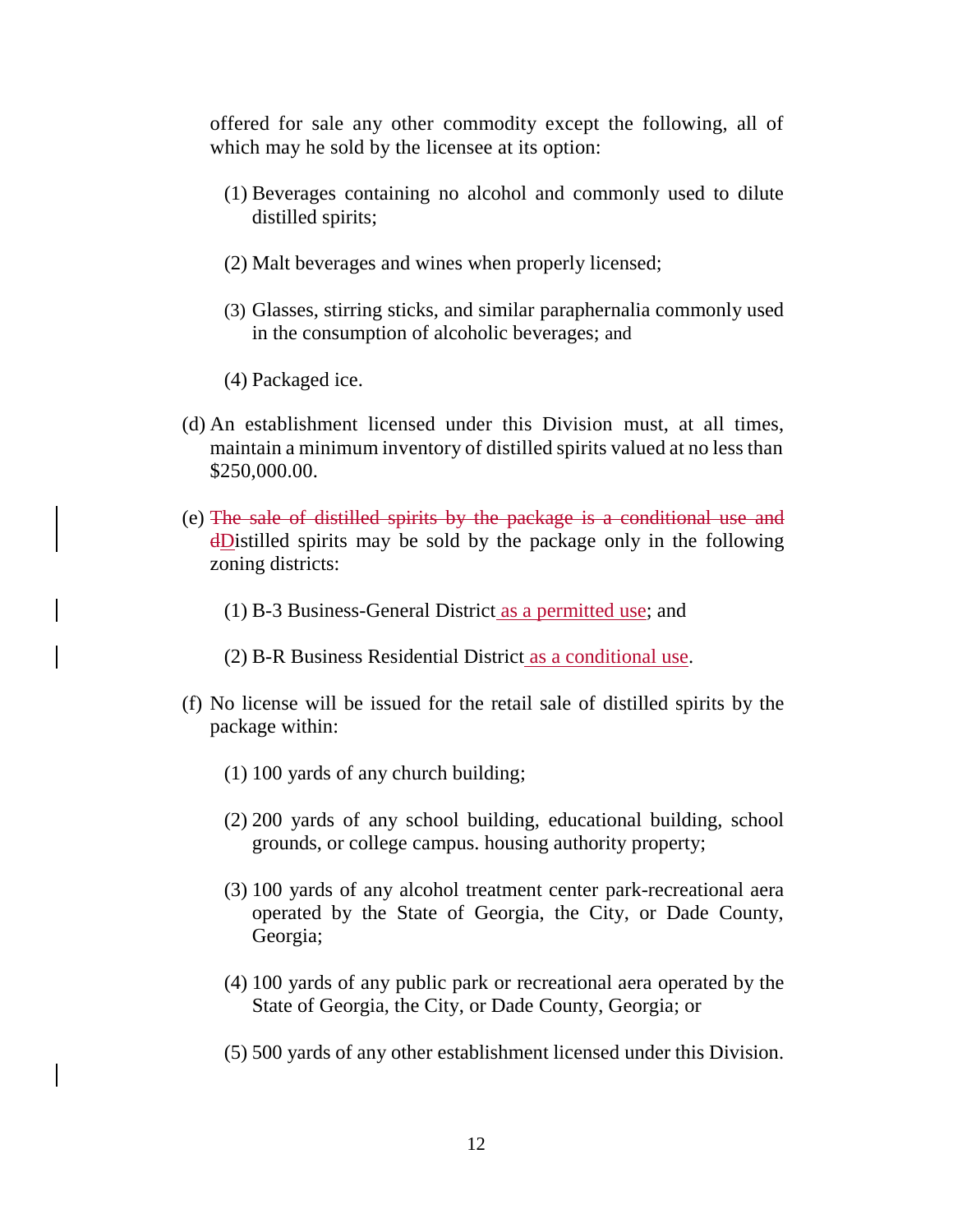offered for sale any other commodity except the following, all of which may he sold by the licensee at its option:

(1) Beverages containing no alcohol and commonly used to dilute distilled spirits;

(2) Malt beverages and wines when properly licensed;

(3) Glasses, stirring sticks, and similar paraphernalia commonly used in the consumption of alcoholic beverages; and

(4) Packaged ice.

(d) An establishment licensed under this Division must, at all times, maintain a minimum inventory of distilled spirits valued at no less than $250,000.00.

(e) ~~The sale of distilled spirits by the package is a conditional use and d~~<u>D</u>istilled spirits may be sold by the package only in the following zoning districts:

(1) B-3 Business-General District<u> as a permitted use</u>; and

(2) B-R Business Residential District<u> as a conditional use</u>.

(f) No license will be issued for the retail sale of distilled spirits by the package within:

(1) 100 yards of any church building;

(2) 200 yards of any school building, educational building, school grounds, or college campus. housing authority property;

(3) 100 yards of any alcohol treatment center park-recreational aera operated by the State of Georgia, the City, or Dade County, Georgia;

(4) 100 yards of any public park or recreational aera operated by the State of Georgia, the City, or Dade County, Georgia; or

(5) 500 yards of any other establishment licensed under this Division.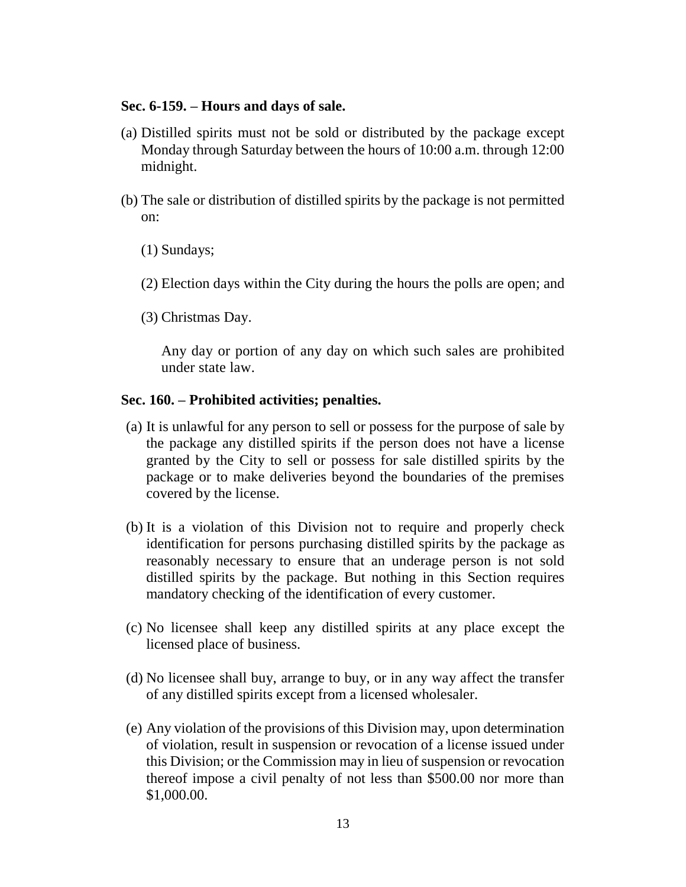### Sec. 6-159. – Hours and days of sale.

(a) Distilled spirits must not be sold or distributed by the package except Monday through Saturday between the hours of 10:00 a.m. through 12:00 midnight.

(b) The sale or distribution of distilled spirits by the package is not permitted on:

(1) Sundays;

(2) Election days within the City during the hours the polls are open; and

(3) Christmas Day.

Any day or portion of any day on which such sales are prohibited under state law.

### Sec. 160. – Prohibited activities; penalties.

(a) It is unlawful for any person to sell or possess for the purpose of sale by the package any distilled spirits if the person does not have a license granted by the City to sell or possess for sale distilled spirits by the package or to make deliveries beyond the boundaries of the premises covered by the license.

(b) It is a violation of this Division not to require and properly check identification for persons purchasing distilled spirits by the package as reasonably necessary to ensure that an underage person is not sold distilled spirits by the package. But nothing in this Section requires mandatory checking of the identification of every customer.

(c) No licensee shall keep any distilled spirits at any place except the licensed place of business.

(d) No licensee shall buy, arrange to buy, or in any way affect the transfer of any distilled spirits except from a licensed wholesaler.

(e) Any violation of the provisions of this Division may, upon determination of violation, result in suspension or revocation of a license issued under this Division; or the Commission may in lieu of suspension or revocation thereof impose a civil penalty of not less than $500.00 nor more than $1,000.00.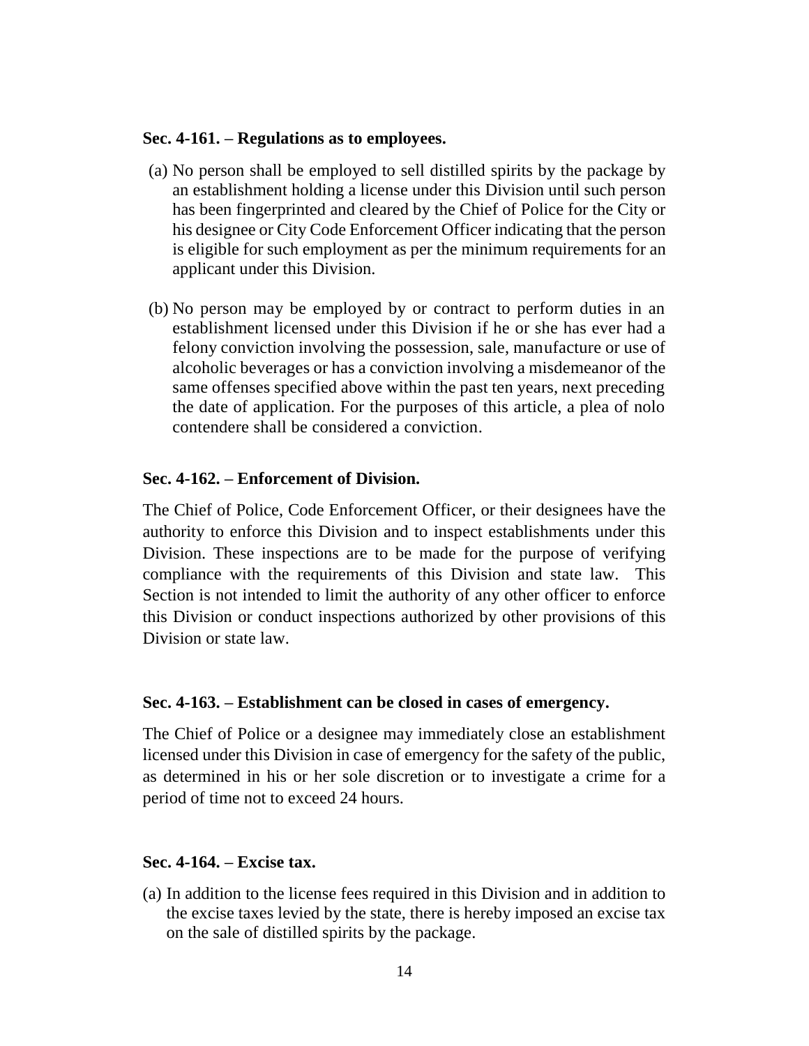**Sec. 4-161. – Regulations as to employees.**

(a) No person shall be employed to sell distilled spirits by the package by an establishment holding a license under this Division until such person has been fingerprinted and cleared by the Chief of Police for the City or his designee or City Code Enforcement Officer indicating that the person is eligible for such employment as per the minimum requirements for an applicant under this Division.

(b) No person may be employed by or contract to perform duties in an establishment licensed under this Division if he or she has ever had a felony conviction involving the possession, sale, manufacture or use of alcoholic beverages or has a conviction involving a misdemeanor of the same offenses specified above within the past ten years, next preceding the date of application. For the purposes of this article, a plea of nolo contendere shall be considered a conviction.

**Sec. 4-162. – Enforcement of Division.**

The Chief of Police, Code Enforcement Officer, or their designees have the authority to enforce this Division and to inspect establishments under this Division. These inspections are to be made for the purpose of verifying compliance with the requirements of this Division and state law. This Section is not intended to limit the authority of any other officer to enforce this Division or conduct inspections authorized by other provisions of this Division or state law.

**Sec. 4-163. – Establishment can be closed in cases of emergency.**

The Chief of Police or a designee may immediately close an establishment licensed under this Division in case of emergency for the safety of the public, as determined in his or her sole discretion or to investigate a crime for a period of time not to exceed 24 hours.

**Sec. 4-164. – Excise tax.**

(a) In addition to the license fees required in this Division and in addition to the excise taxes levied by the state, there is hereby imposed an excise tax on the sale of distilled spirits by the package.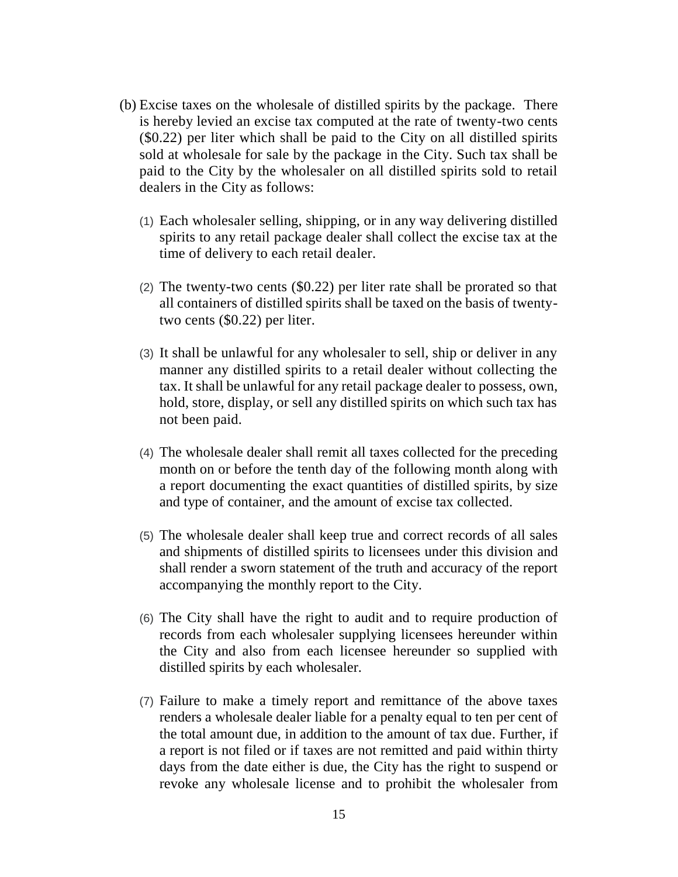(b) Excise taxes on the wholesale of distilled spirits by the package. There is hereby levied an excise tax computed at the rate of twenty-two cents ($0.22) per liter which shall be paid to the City on all distilled spirits sold at wholesale for sale by the package in the City. Such tax shall be paid to the City by the wholesaler on all distilled spirits sold to retail dealers in the City as follows:

(1) Each wholesaler selling, shipping, or in any way delivering distilled spirits to any retail package dealer shall collect the excise tax at the time of delivery to each retail dealer.

(2) The twenty-two cents ($0.22) per liter rate shall be prorated so that all containers of distilled spirits shall be taxed on the basis of twenty-two cents ($0.22) per liter.

(3) It shall be unlawful for any wholesaler to sell, ship or deliver in any manner any distilled spirits to a retail dealer without collecting the tax. It shall be unlawful for any retail package dealer to possess, own, hold, store, display, or sell any distilled spirits on which such tax has not been paid.

(4) The wholesale dealer shall remit all taxes collected for the preceding month on or before the tenth day of the following month along with a report documenting the exact quantities of distilled spirits, by size and type of container, and the amount of excise tax collected.

(5) The wholesale dealer shall keep true and correct records of all sales and shipments of distilled spirits to licensees under this division and shall render a sworn statement of the truth and accuracy of the report accompanying the monthly report to the City.

(6) The City shall have the right to audit and to require production of records from each wholesaler supplying licensees hereunder within the City and also from each licensee hereunder so supplied with distilled spirits by each wholesaler.

(7) Failure to make a timely report and remittance of the above taxes renders a wholesale dealer liable for a penalty equal to ten per cent of the total amount due, in addition to the amount of tax due. Further, if a report is not filed or if taxes are not remitted and paid within thirty days from the date either is due, the City has the right to suspend or revoke any wholesale license and to prohibit the wholesaler from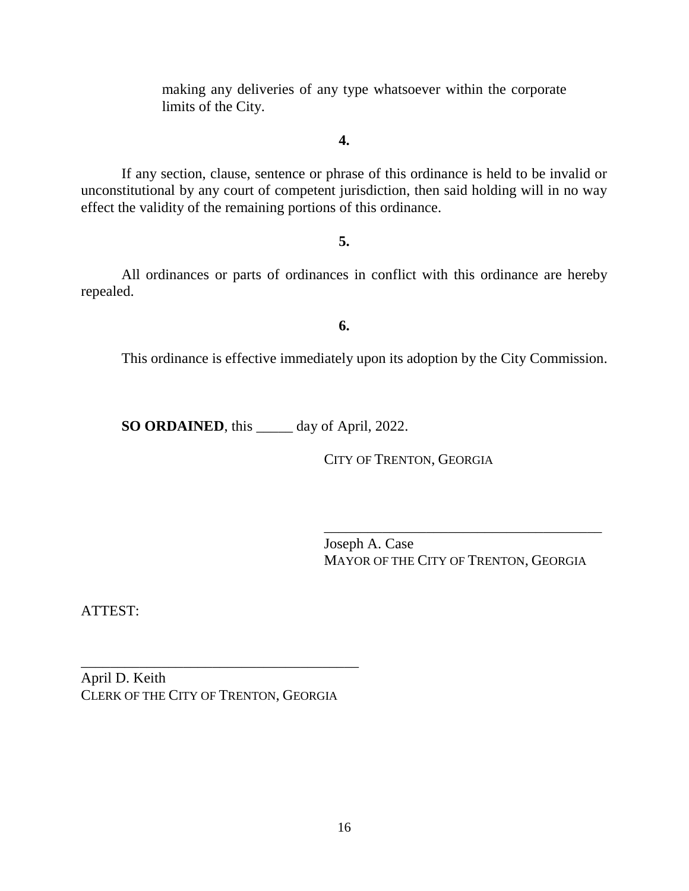making any deliveries of any type whatsoever within the corporate limits of the City.

**4.**

If any section, clause, sentence or phrase of this ordinance is held to be invalid or unconstitutional by any court of competent jurisdiction, then said holding will in no way effect the validity of the remaining portions of this ordinance.

**5.**

All ordinances or parts of ordinances in conflict with this ordinance are hereby repealed.

**6.**

This ordinance is effective immediately upon its adoption by the City Commission.

**SO ORDAINED**, this _____ day of April, 2022.

CITY OF TRENTON, GEORGIA

_______________________________________
Joseph A. Case
MAYOR OF THE CITY OF TRENTON, GEORGIA

ATTEST:

_______________________________________
April D. Keith
CLERK OF THE CITY OF TRENTON, GEORGIA